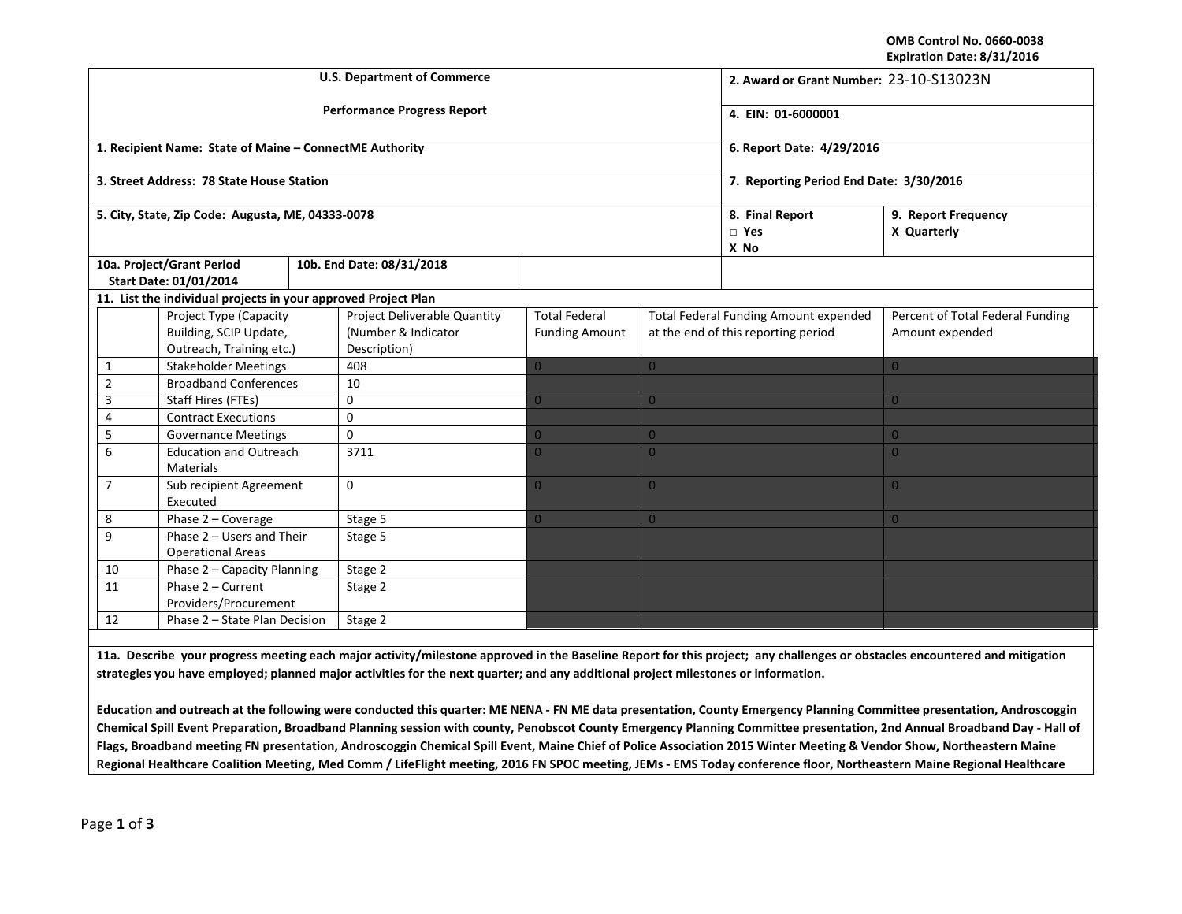OMB Control No. 0660-0038
Expiration Date: 8/31/2016

| U.S. Department of Commerce<br>Performance Progress Report | 2. Award or Grant Number: 23-10-S13023N |
|---|---|
| | 4. EIN: 01-6000001 |
| 1. Recipient Name: State of Maine – ConnectME Authority | 6. Report Date: 4/29/2016 |
| 3. Street Address: 78 State House Station | 7. Reporting Period End Date: 3/30/2016 |
| 5. City, State, Zip Code: Augusta, ME, 04333-0078 | 8. Final Report □ Yes X No / 9. Report Frequency X Quarterly |
| 10a. Project/Grant Period Start Date: 01/01/2014 / 10b. End Date: 08/31/2018 | |

**11. List the individual projects in your approved Project Plan**

| | Project Type (Capacity Building, SCIP Update, Outreach, Training etc.) | Project Deliverable Quantity (Number & Indicator Description) | Total Federal Funding Amount | Total Federal Funding Amount expended at the end of this reporting period | Percent of Total Federal Funding Amount expended |
|---|---|---|---|---|---|
| 1 | Stakeholder Meetings | 408 | 0 | 0 | 0 |
| 2 | Broadband Conferences | 10 | | | |
| 3 | Staff Hires (FTEs) | 0 | 0 | 0 | 0 |
| 4 | Contract Executions | 0 | | | |
| 5 | Governance Meetings | 0 | 0 | 0 | 0 |
| 6 | Education and Outreach Materials | 3711 | 0 | 0 | 0 |
| 7 | Sub recipient Agreement Executed | 0 | 0 | 0 | 0 |
| 8 | Phase 2 – Coverage | Stage 5 | 0 | 0 | 0 |
| 9 | Phase 2 – Users and Their Operational Areas | Stage 5 | | | |
| 10 | Phase 2 – Capacity Planning | Stage 2 | | | |
| 11 | Phase 2 – Current Providers/Procurement | Stage 2 | | | |
| 12 | Phase 2 – State Plan Decision | Stage 2 | | | |

**11a. Describe your progress meeting each major activity/milestone approved in the Baseline Report for this project; any challenges or obstacles encountered and mitigation strategies you have employed; planned major activities for the next quarter; and any additional project milestones or information.**

**Education and outreach at the following were conducted this quarter: ME NENA - FN ME data presentation, County Emergency Planning Committee presentation, Androscoggin Chemical Spill Event Preparation, Broadband Planning session with county, Penobscot County Emergency Planning Committee presentation, 2nd Annual Broadband Day - Hall of Flags, Broadband meeting FN presentation, Androscoggin Chemical Spill Event, Maine Chief of Police Association 2015 Winter Meeting & Vendor Show, Northeastern Maine Regional Healthcare Coalition Meeting, Med Comm / LifeFlight meeting, 2016 FN SPOC meeting, JEMs - EMS Today conference floor, Northeastern Maine Regional Healthcare**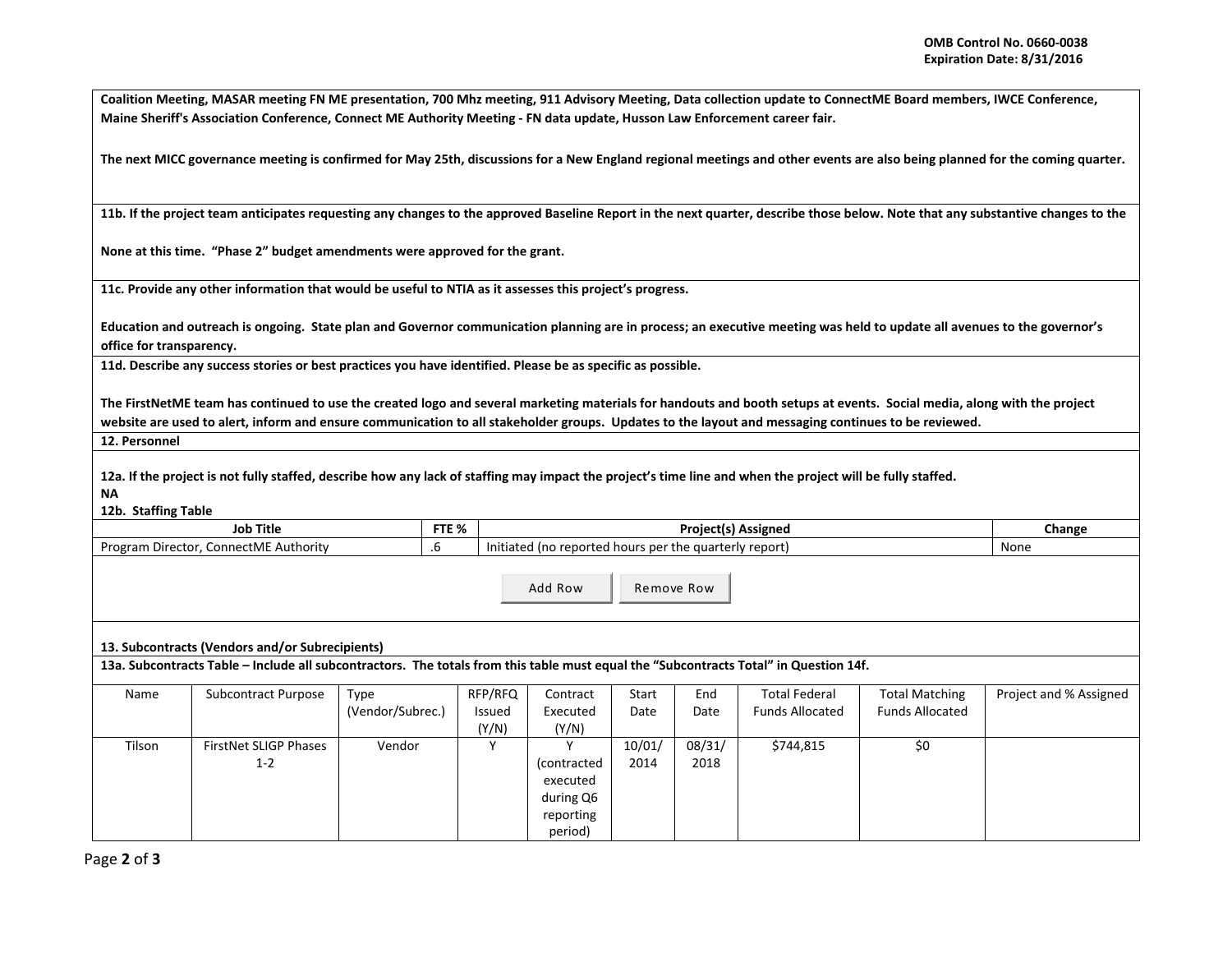**Coalition Meeting, MASAR meeting FN ME presentation, 700 Mhz meeting, 911 Advisory Meeting, Data collection update to ConnectME Board members, IWCE Conference, Maine Sheriff's Association Conference, Connect ME Authority Meeting - FN data update, Husson Law Enforcement career fair.**

**The next MICC governance meeting is confirmed for May 25th, discussions for a New England regional meetings and other events are also being planned for the coming quarter.**

**11b. If the project team anticipates requesting any changes to the approved Baseline Report in the next quarter, describe those below. Note that any substantive changes to the**

**None at this time. "Phase 2" budget amendments were approved for the grant.**

**11c. Provide any other information that would be useful to NTIA as it assesses this project's progress.**

**Education and outreach is ongoing. State plan and Governor communication planning are in process; an executive meeting was held to update all avenues to the governor's office for transparency.**

**11d. Describe any success stories or best practices you have identified. Please be as specific as possible.**

**The FirstNetME team has continued to use the created logo and several marketing materials for handouts and booth setups at events. Social media, along with the project website are used to alert, inform and ensure communication to all stakeholder groups. Updates to the layout and messaging continues to be reviewed.**

**12. Personnel**

**12a. If the project is not fully staffed, describe how any lack of staffing may impact the project's time line and when the project will be fully staffed.**
**NA**

**12b. Staffing Table**

| Job Title | FTE % | Project(s) Assigned | Change |
|---|---|---|---|
| Program Director, ConnectME Authority | .6 | Initiated (no reported hours per the quarterly report) | None |

Add Row Remove Row

**13. Subcontracts (Vendors and/or Subrecipients)**

**13a. Subcontracts Table – Include all subcontractors. The totals from this table must equal the "Subcontracts Total" in Question 14f.**

| Name | Subcontract Purpose | Type (Vendor/Subrec.) | RFP/RFQ Issued (Y/N) | Contract Executed (Y/N) | Start Date | End Date | Total Federal Funds Allocated | Total Matching Funds Allocated | Project and % Assigned |
|---|---|---|---|---|---|---|---|---|---|
| Tilson | FirstNet SLIGP Phases 1-2 | Vendor | Y | Y (contracted executed during Q6 reporting period) | 10/01/2014 | 08/31/2018 | $744,815 | $0 | |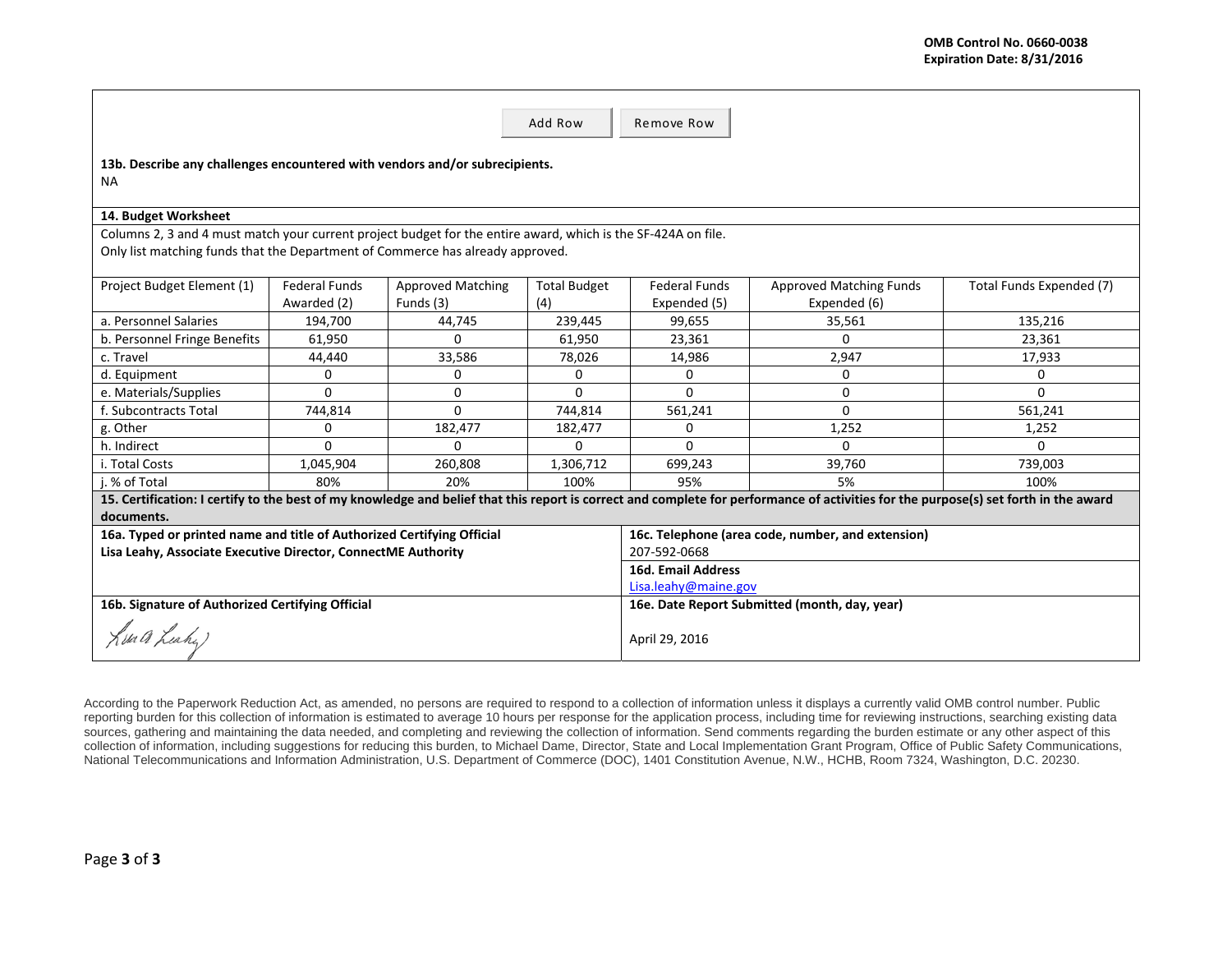**OMB Control No. 0660-0038**
**Expiration Date: 8/31/2016**

Add Row | Remove Row

**13b. Describe any challenges encountered with vendors and/or subrecipients.**

NA

**14. Budget Worksheet**

Columns 2, 3 and 4 must match your current project budget for the entire award, which is the SF-424A on file.
Only list matching funds that the Department of Commerce has already approved.

| Project Budget Element (1) | Federal Funds Awarded (2) | Approved Matching Funds (3) | Total Budget (4) | Federal Funds Expended (5) | Approved Matching Funds Expended (6) | Total Funds Expended (7) |
|---|---|---|---|---|---|---|
| a. Personnel Salaries | 194,700 | 44,745 | 239,445 | 99,655 | 35,561 | 135,216 |
| b. Personnel Fringe Benefits | 61,950 | 0 | 61,950 | 23,361 | 0 | 23,361 |
| c. Travel | 44,440 | 33,586 | 78,026 | 14,986 | 2,947 | 17,933 |
| d. Equipment | 0 | 0 | 0 | 0 | 0 | 0 |
| e. Materials/Supplies | 0 | 0 | 0 | 0 | 0 | 0 |
| f. Subcontracts Total | 744,814 | 0 | 744,814 | 561,241 | 0 | 561,241 |
| g. Other | 0 | 182,477 | 182,477 | 0 | 1,252 | 1,252 |
| h. Indirect | 0 | 0 | 0 | 0 | 0 | 0 |
| i. Total Costs | 1,045,904 | 260,808 | 1,306,712 | 699,243 | 39,760 | 739,003 |
| j. % of Total | 80% | 20% | 100% | 95% | 5% | 100% |

**15. Certification: I certify to the best of my knowledge and belief that this report is correct and complete for performance of activities for the purpose(s) set forth in the award documents.**

**16a. Typed or printed name and title of Authorized Certifying Official**
**Lisa Leahy, Associate Executive Director, ConnectME Authority**

**16c. Telephone (area code, number, and extension)**
207-592-0668

**16d. Email Address**
Lisa.leahy@maine.gov

**16b. Signature of Authorized Certifying Official**
Lisa A Leahy

**16e. Date Report Submitted (month, day, year)**
April 29, 2016

According to the Paperwork Reduction Act, as amended, no persons are required to respond to a collection of information unless it displays a currently valid OMB control number. Public reporting burden for this collection of information is estimated to average 10 hours per response for the application process, including time for reviewing instructions, searching existing data sources, gathering and maintaining the data needed, and completing and reviewing the collection of information. Send comments regarding the burden estimate or any other aspect of this collection of information, including suggestions for reducing this burden, to Michael Dame, Director, State and Local Implementation Grant Program, Office of Public Safety Communications, National Telecommunications and Information Administration, U.S. Department of Commerce (DOC), 1401 Constitution Avenue, N.W., HCHB, Room 7324, Washington, D.C. 20230.